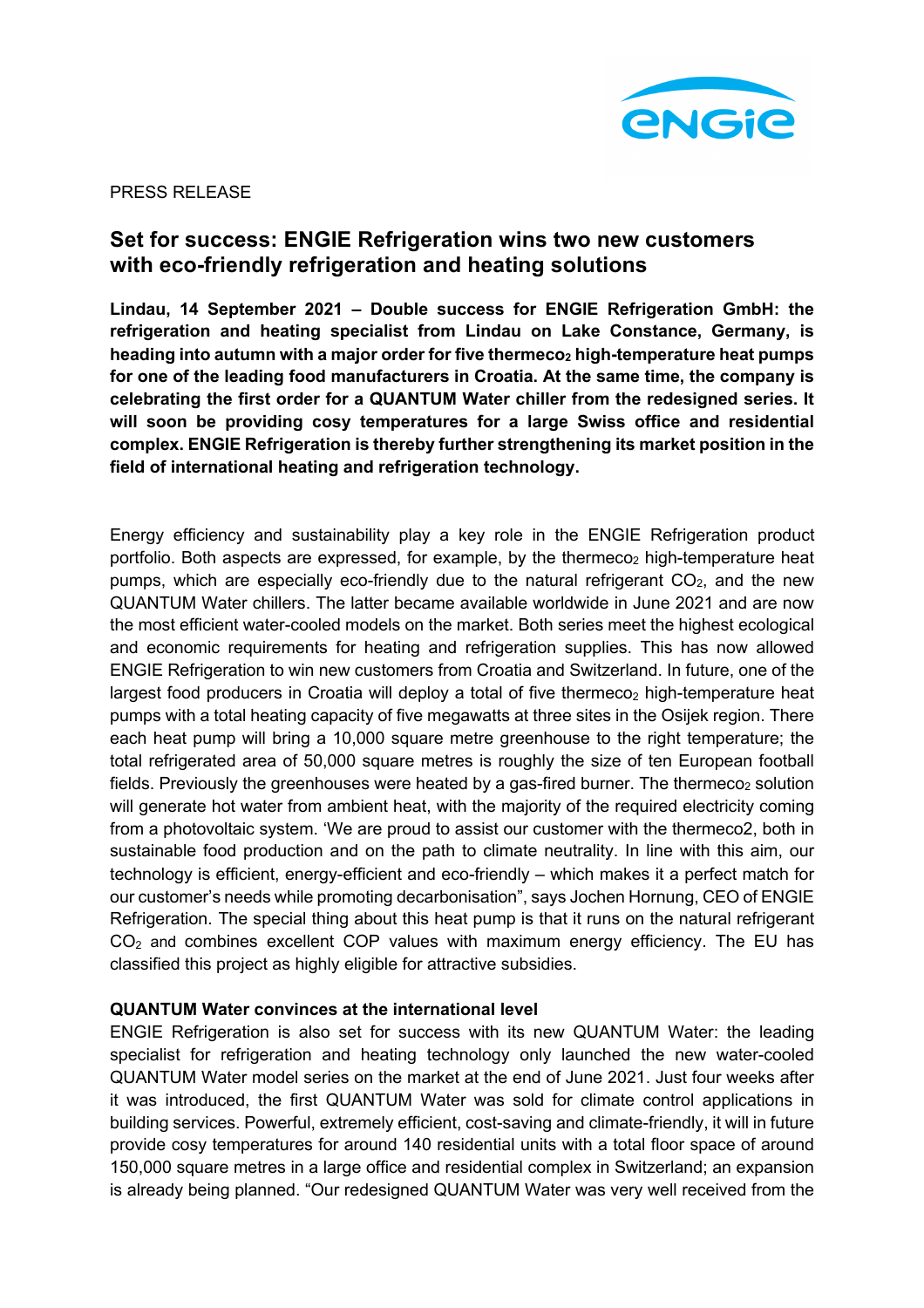PRESS RELEASE

# Set for success: ENGIE Refrigeration wins two new customers with eco-friendly refrigeration and heating solutions

**Lindau, 14 September 2021 – Double success for ENGIE Refrigeration GmbH: the refrigeration and heating specialist from Lindau on Lake Constance, Germany, is heading into autumn with a major order for five thermeco$_2$ high-temperature heat pumps for one of the leading food manufacturers in Croatia. At the same time, the company is celebrating the first order for a QUANTUM Water chiller from the redesigned series. It will soon be providing cosy temperatures for a large Swiss office and residential complex. ENGIE Refrigeration is thereby further strengthening its market position in the field of international heating and refrigeration technology.**

Energy efficiency and sustainability play a key role in the ENGIE Refrigeration product portfolio. Both aspects are expressed, for example, by the thermeco$_2$ high-temperature heat pumps, which are especially eco-friendly due to the natural refrigerant $CO_2$, and the new QUANTUM Water chillers. The latter became available worldwide in June 2021 and are now the most efficient water-cooled models on the market. Both series meet the highest ecological and economic requirements for heating and refrigeration supplies. This has now allowed ENGIE Refrigeration to win new customers from Croatia and Switzerland. In future, one of the largest food producers in Croatia will deploy a total of five thermeco$_2$ high-temperature heat pumps with a total heating capacity of five megawatts at three sites in the Osijek region. There each heat pump will bring a 10,000 square metre greenhouse to the right temperature; the total refrigerated area of 50,000 square metres is roughly the size of ten European football fields. Previously the greenhouses were heated by a gas-fired burner. The thermeco$_2$ solution will generate hot water from ambient heat, with the majority of the required electricity coming from a photovoltaic system. 'We are proud to assist our customer with the thermeco2, both in sustainable food production and on the path to climate neutrality. In line with this aim, our technology is efficient, energy-efficient and eco-friendly – which makes it a perfect match for our customer's needs while promoting decarbonisation", says Jochen Hornung, CEO of ENGIE Refrigeration. The special thing about this heat pump is that it runs on the natural refrigerant $CO_2$ and combines excellent COP values with maximum energy efficiency. The EU has classified this project as highly eligible for attractive subsidies.

**QUANTUM Water convinces at the international level**

ENGIE Refrigeration is also set for success with its new QUANTUM Water: the leading specialist for refrigeration and heating technology only launched the new water-cooled QUANTUM Water model series on the market at the end of June 2021. Just four weeks after it was introduced, the first QUANTUM Water was sold for climate control applications in building services. Powerful, extremely efficient, cost-saving and climate-friendly, it will in future provide cosy temperatures for around 140 residential units with a total floor space of around 150,000 square metres in a large office and residential complex in Switzerland; an expansion is already being planned. "Our redesigned QUANTUM Water was very well received from the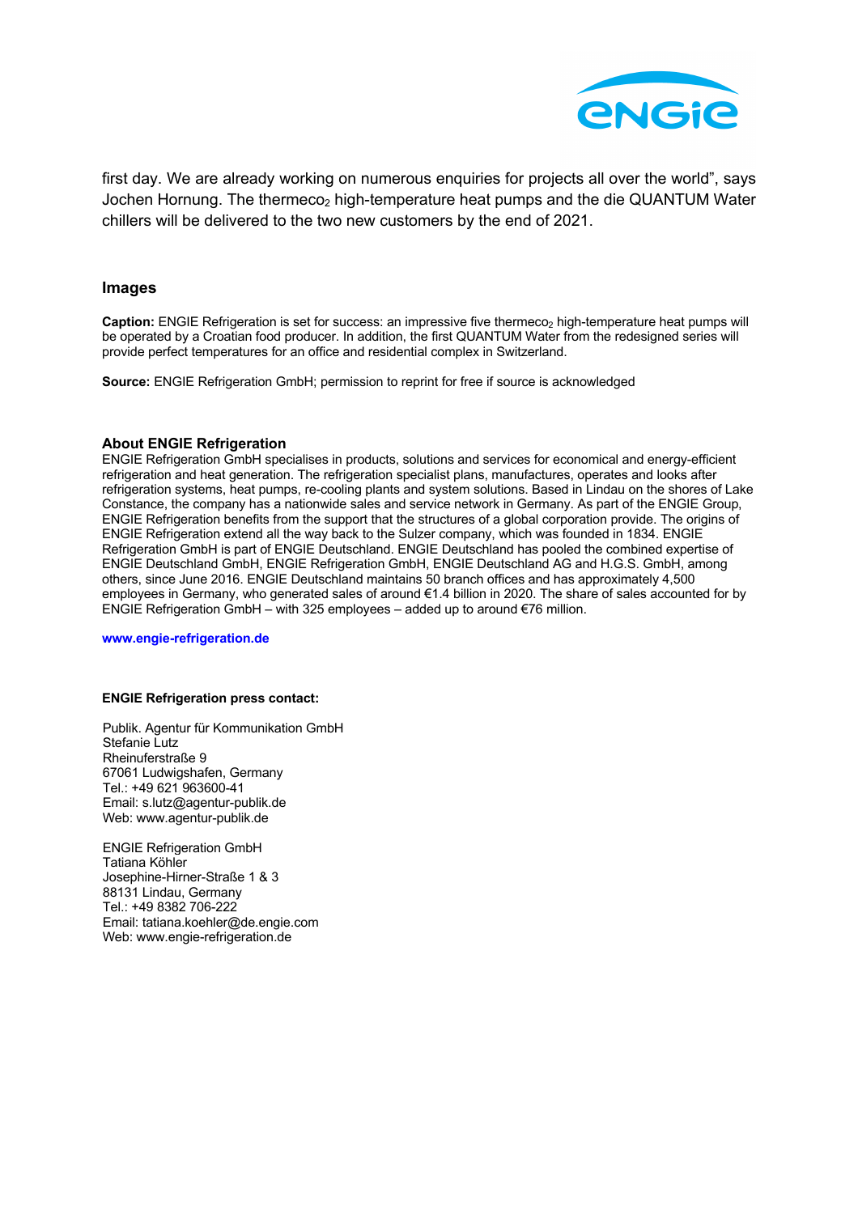first day. We are already working on numerous enquiries for projects all over the world", says Jochen Hornung. The thermeco$_2$ high-temperature heat pumps and the die QUANTUM Water chillers will be delivered to the two new customers by the end of 2021.

## Images

**Caption:** ENGIE Refrigeration is set for success: an impressive five thermeco$_2$ high-temperature heat pumps will be operated by a Croatian food producer. In addition, the first QUANTUM Water from the redesigned series will provide perfect temperatures for an office and residential complex in Switzerland.

**Source:** ENGIE Refrigeration GmbH; permission to reprint for free if source is acknowledged

### About ENGIE Refrigeration

ENGIE Refrigeration GmbH specialises in products, solutions and services for economical and energy-efficient refrigeration and heat generation. The refrigeration specialist plans, manufactures, operates and looks after refrigeration systems, heat pumps, re-cooling plants and system solutions. Based in Lindau on the shores of Lake Constance, the company has a nationwide sales and service network in Germany. As part of the ENGIE Group, ENGIE Refrigeration benefits from the support that the structures of a global corporation provide. The origins of ENGIE Refrigeration extend all the way back to the Sulzer company, which was founded in 1834. ENGIE Refrigeration GmbH is part of ENGIE Deutschland. ENGIE Deutschland has pooled the combined expertise of ENGIE Deutschland GmbH, ENGIE Refrigeration GmbH, ENGIE Deutschland AG and H.G.S. GmbH, among others, since June 2016. ENGIE Deutschland maintains 50 branch offices and has approximately 4,500 employees in Germany, who generated sales of around €1.4 billion in 2020. The share of sales accounted for by ENGIE Refrigeration GmbH – with 325 employees – added up to around €76 million.

**www.engie-refrigeration.de**

**ENGIE Refrigeration press contact:**

Publik. Agentur für Kommunikation GmbH
Stefanie Lutz
Rheinuferstraße 9
67061 Ludwigshafen, Germany
Tel.: +49 621 963600-41
Email: s.lutz@agentur-publik.de
Web: www.agentur-publik.de

ENGIE Refrigeration GmbH
Tatiana Köhler
Josephine-Hirner-Straße 1 & 3
88131 Lindau, Germany
Tel.: +49 8382 706-222
Email: tatiana.koehler@de.engie.com
Web: www.engie-refrigeration.de